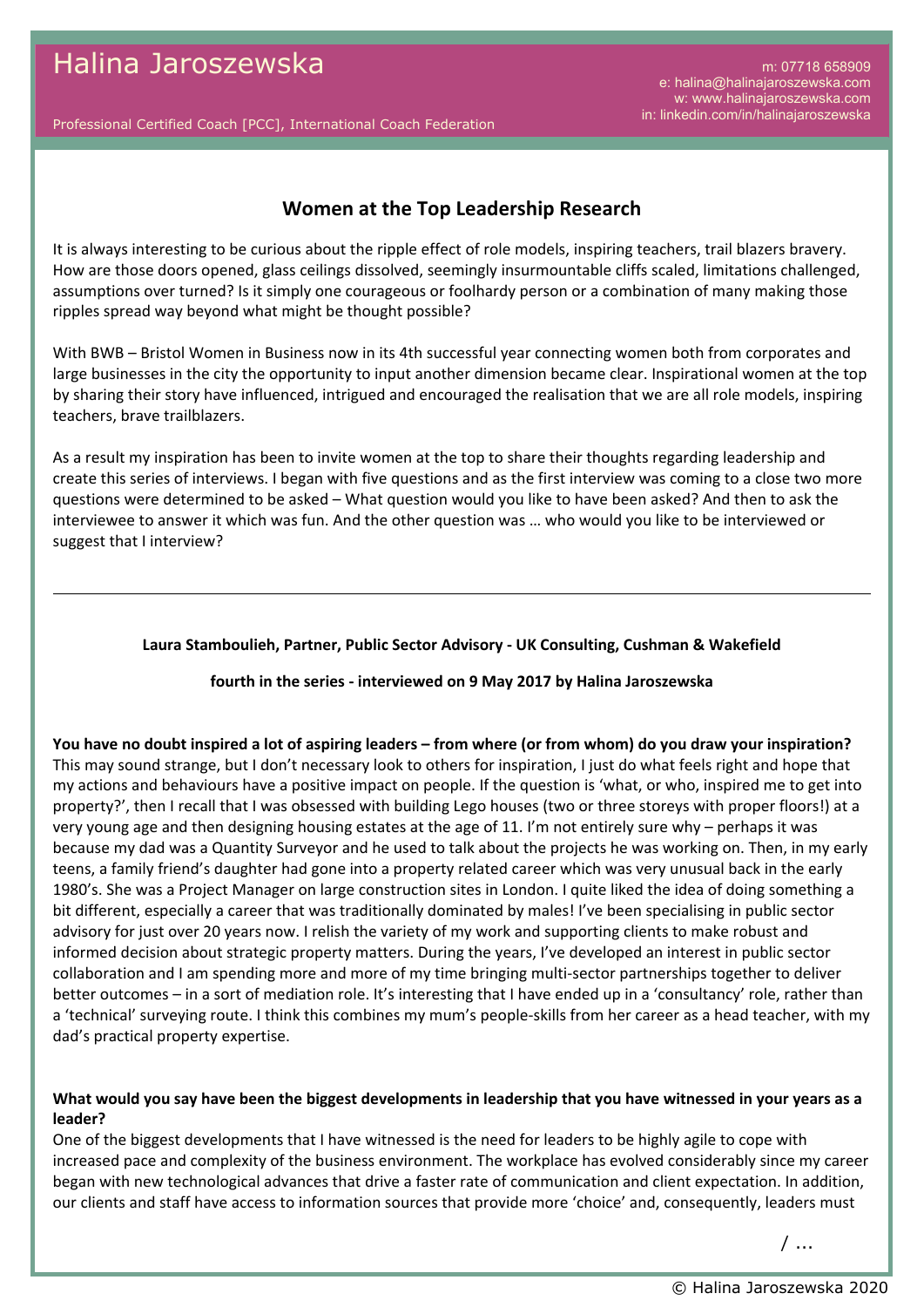Halina Jaroszewska

Professional Certified Coach [PCC], International Coach Federation

m: 07718 658909
e: halina@halinajaroszewska.com
w: www.halinajaroszewska.com
in: linkedin.com/in/halinajaroszewska

## Women at the Top Leadership Research

It is always interesting to be curious about the ripple effect of role models, inspiring teachers, trail blazers bravery. How are those doors opened, glass ceilings dissolved, seemingly insurmountable cliffs scaled, limitations challenged, assumptions over turned? Is it simply one courageous or foolhardy person or a combination of many making those ripples spread way beyond what might be thought possible?

With BWB – Bristol Women in Business now in its 4th successful year connecting women both from corporates and large businesses in the city the opportunity to input another dimension became clear. Inspirational women at the top by sharing their story have influenced, intrigued and encouraged the realisation that we are all role models, inspiring teachers, brave trailblazers.

As a result my inspiration has been to invite women at the top to share their thoughts regarding leadership and create this series of interviews. I began with five questions and as the first interview was coming to a close two more questions were determined to be asked – What question would you like to have been asked? And then to ask the interviewee to answer it which was fun. And the other question was … who would you like to be interviewed or suggest that I interview?

---

**Laura Stamboulieh, Partner, Public Sector Advisory - UK Consulting, Cushman & Wakefield**

**fourth in the series - interviewed on 9 May 2017 by Halina Jaroszewska**

**You have no doubt inspired a lot of aspiring leaders – from where (or from whom) do you draw your inspiration?**
This may sound strange, but I don't necessary look to others for inspiration, I just do what feels right and hope that my actions and behaviours have a positive impact on people. If the question is 'what, or who, inspired me to get into property?', then I recall that I was obsessed with building Lego houses (two or three storeys with proper floors!) at a very young age and then designing housing estates at the age of 11. I'm not entirely sure why – perhaps it was because my dad was a Quantity Surveyor and he used to talk about the projects he was working on. Then, in my early teens, a family friend's daughter had gone into a property related career which was very unusual back in the early 1980's. She was a Project Manager on large construction sites in London. I quite liked the idea of doing something a bit different, especially a career that was traditionally dominated by males! I've been specialising in public sector advisory for just over 20 years now. I relish the variety of my work and supporting clients to make robust and informed decision about strategic property matters. During the years, I've developed an interest in public sector collaboration and I am spending more and more of my time bringing multi-sector partnerships together to deliver better outcomes – in a sort of mediation role. It's interesting that I have ended up in a 'consultancy' role, rather than a 'technical' surveying route. I think this combines my mum's people-skills from her career as a head teacher, with my dad's practical property expertise.

**What would you say have been the biggest developments in leadership that you have witnessed in your years as a leader?**
One of the biggest developments that I have witnessed is the need for leaders to be highly agile to cope with increased pace and complexity of the business environment. The workplace has evolved considerably since my career began with new technological advances that drive a faster rate of communication and client expectation. In addition, our clients and staff have access to information sources that provide more 'choice' and, consequently, leaders must

/ …

© Halina Jaroszewska 2020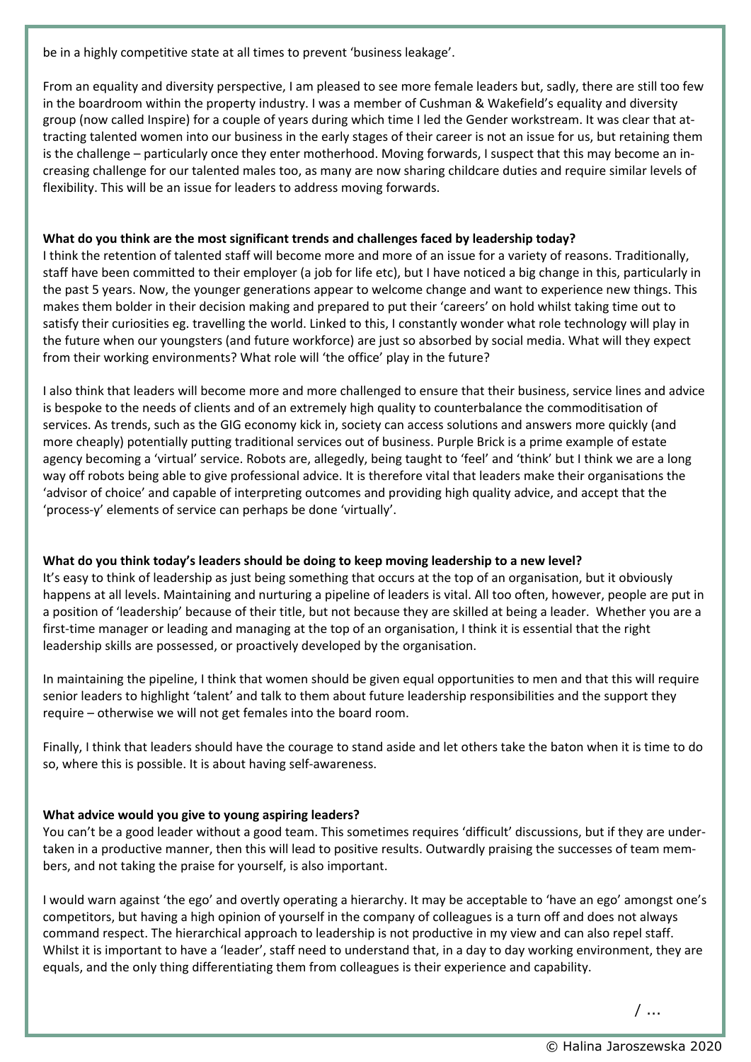be in a highly competitive state at all times to prevent 'business leakage'.

From an equality and diversity perspective, I am pleased to see more female leaders but, sadly, there are still too few in the boardroom within the property industry. I was a member of Cushman & Wakefield's equality and diversity group (now called Inspire) for a couple of years during which time I led the Gender workstream. It was clear that attracting talented women into our business in the early stages of their career is not an issue for us, but retaining them is the challenge – particularly once they enter motherhood. Moving forwards, I suspect that this may become an increasing challenge for our talented males too, as many are now sharing childcare duties and require similar levels of flexibility. This will be an issue for leaders to address moving forwards.

**What do you think are the most significant trends and challenges faced by leadership today?**

I think the retention of talented staff will become more and more of an issue for a variety of reasons. Traditionally, staff have been committed to their employer (a job for life etc), but I have noticed a big change in this, particularly in the past 5 years. Now, the younger generations appear to welcome change and want to experience new things. This makes them bolder in their decision making and prepared to put their 'careers' on hold whilst taking time out to satisfy their curiosities eg. travelling the world. Linked to this, I constantly wonder what role technology will play in the future when our youngsters (and future workforce) are just so absorbed by social media. What will they expect from their working environments? What role will 'the office' play in the future?

I also think that leaders will become more and more challenged to ensure that their business, service lines and advice is bespoke to the needs of clients and of an extremely high quality to counterbalance the commoditisation of services. As trends, such as the GIG economy kick in, society can access solutions and answers more quickly (and more cheaply) potentially putting traditional services out of business. Purple Brick is a prime example of estate agency becoming a 'virtual' service. Robots are, allegedly, being taught to 'feel' and 'think' but I think we are a long way off robots being able to give professional advice. It is therefore vital that leaders make their organisations the 'advisor of choice' and capable of interpreting outcomes and providing high quality advice, and accept that the 'process-y' elements of service can perhaps be done 'virtually'.

**What do you think today's leaders should be doing to keep moving leadership to a new level?**

It's easy to think of leadership as just being something that occurs at the top of an organisation, but it obviously happens at all levels. Maintaining and nurturing a pipeline of leaders is vital. All too often, however, people are put in a position of 'leadership' because of their title, but not because they are skilled at being a leader. Whether you are a first-time manager or leading and managing at the top of an organisation, I think it is essential that the right leadership skills are possessed, or proactively developed by the organisation.

In maintaining the pipeline, I think that women should be given equal opportunities to men and that this will require senior leaders to highlight 'talent' and talk to them about future leadership responsibilities and the support they require – otherwise we will not get females into the board room.

Finally, I think that leaders should have the courage to stand aside and let others take the baton when it is time to do so, where this is possible. It is about having self-awareness.

**What advice would you give to young aspiring leaders?**

You can't be a good leader without a good team. This sometimes requires 'difficult' discussions, but if they are undertaken in a productive manner, then this will lead to positive results. Outwardly praising the successes of team members, and not taking the praise for yourself, is also important.

I would warn against 'the ego' and overtly operating a hierarchy. It may be acceptable to 'have an ego' amongst one's competitors, but having a high opinion of yourself in the company of colleagues is a turn off and does not always command respect. The hierarchical approach to leadership is not productive in my view and can also repel staff. Whilst it is important to have a 'leader', staff need to understand that, in a day to day working environment, they are equals, and the only thing differentiating them from colleagues is their experience and capability.

/ ...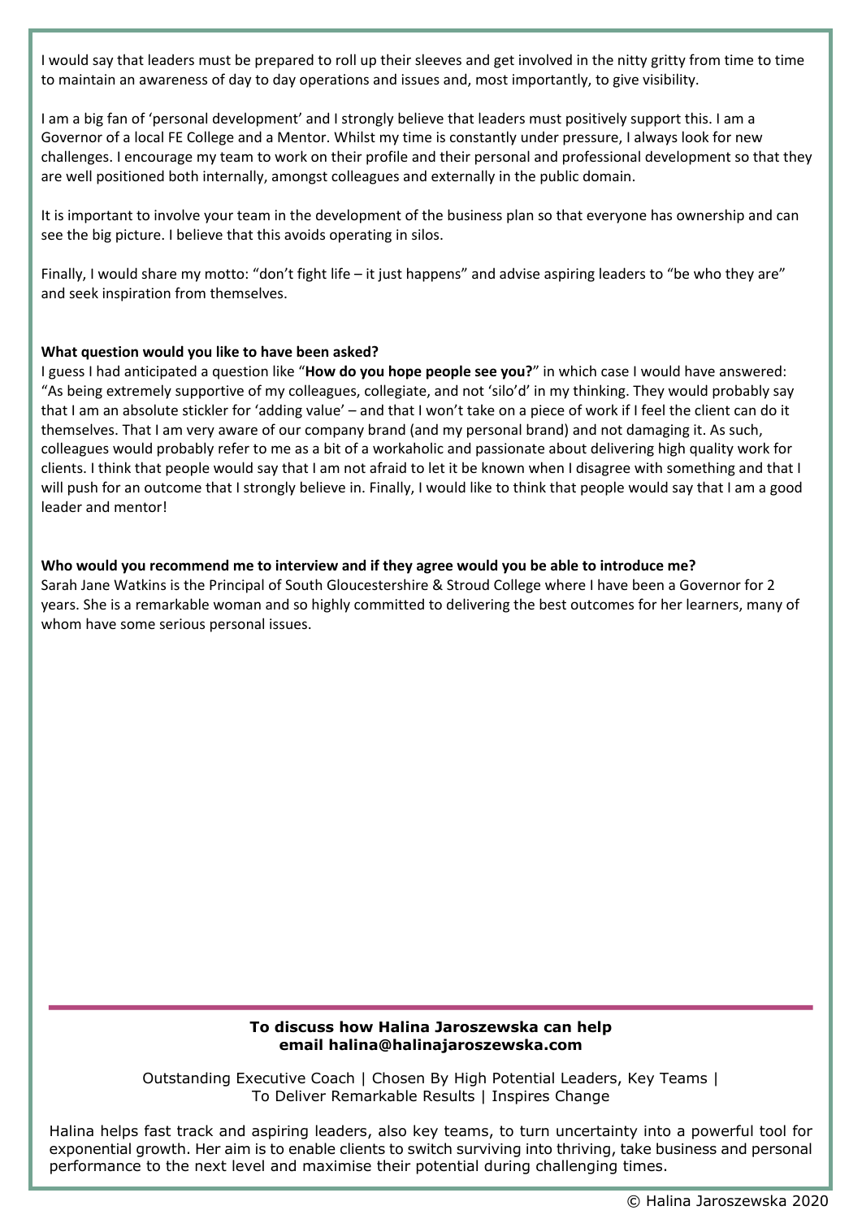I would say that leaders must be prepared to roll up their sleeves and get involved in the nitty gritty from time to time to maintain an awareness of day to day operations and issues and, most importantly, to give visibility.

I am a big fan of 'personal development' and I strongly believe that leaders must positively support this. I am a Governor of a local FE College and a Mentor. Whilst my time is constantly under pressure, I always look for new challenges. I encourage my team to work on their profile and their personal and professional development so that they are well positioned both internally, amongst colleagues and externally in the public domain.

It is important to involve your team in the development of the business plan so that everyone has ownership and can see the big picture. I believe that this avoids operating in silos.

Finally, I would share my motto: "don't fight life – it just happens" and advise aspiring leaders to "be who they are" and seek inspiration from themselves.

**What question would you like to have been asked?**

I guess I had anticipated a question like "**How do you hope people see you?**" in which case I would have answered: "As being extremely supportive of my colleagues, collegiate, and not 'silo'd' in my thinking. They would probably say that I am an absolute stickler for 'adding value' – and that I won't take on a piece of work if I feel the client can do it themselves. That I am very aware of our company brand (and my personal brand) and not damaging it. As such, colleagues would probably refer to me as a bit of a workaholic and passionate about delivering high quality work for clients. I think that people would say that I am not afraid to let it be known when I disagree with something and that I will push for an outcome that I strongly believe in. Finally, I would like to think that people would say that I am a good leader and mentor!

**Who would you recommend me to interview and if they agree would you be able to introduce me?**

Sarah Jane Watkins is the Principal of South Gloucestershire & Stroud College where I have been a Governor for 2 years. She is a remarkable woman and so highly committed to delivering the best outcomes for her learners, many of whom have some serious personal issues.

---

**To discuss how Halina Jaroszewska can help**
**email halina@halinajaroszewska.com**

Outstanding Executive Coach | Chosen By High Potential Leaders, Key Teams | To Deliver Remarkable Results | Inspires Change

Halina helps fast track and aspiring leaders, also key teams, to turn uncertainty into a powerful tool for exponential growth. Her aim is to enable clients to switch surviving into thriving, take business and personal performance to the next level and maximise their potential during challenging times.

© Halina Jaroszewska 2020